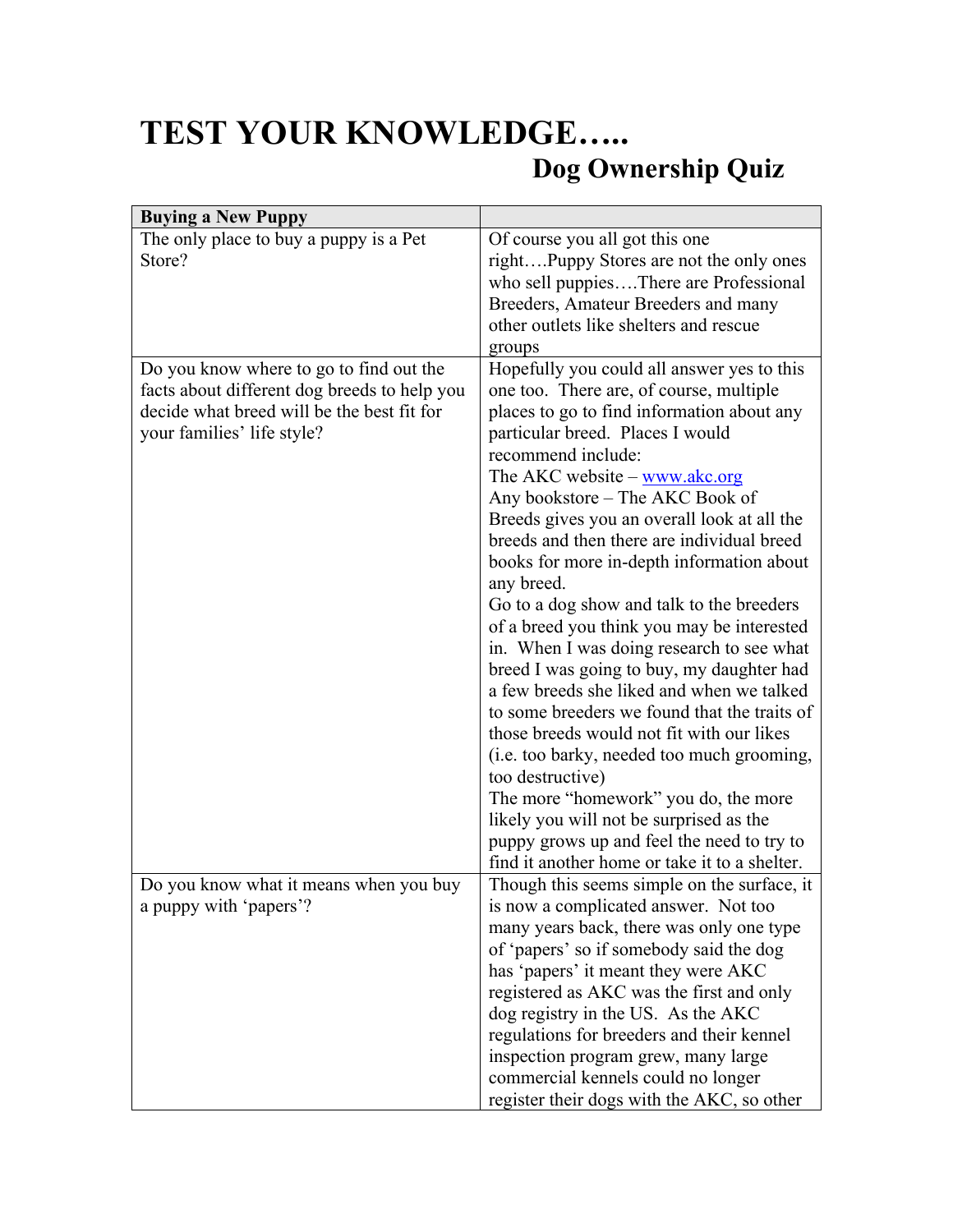# TEST YOUR KNOWLEDGE…..

## Dog Ownership Quiz

| Buying a New Puppy | |
|---|---|
| The only place to buy a puppy is a Pet Store? | Of course you all got this one right….Puppy Stores are not the only ones who sell puppies….There are Professional Breeders, Amateur Breeders and many other outlets like shelters and rescue groups |
| Do you know where to go to find out the facts about different dog breeds to help you decide what breed will be the best fit for your families' life style? | Hopefully you could all answer yes to this one too. There are, of course, multiple places to go to find information about any particular breed. Places I would recommend include:<br>The AKC website – www.akc.org<br>Any bookstore – The AKC Book of Breeds gives you an overall look at all the breeds and then there are individual breed books for more in-depth information about any breed.<br>Go to a dog show and talk to the breeders of a breed you think you may be interested in. When I was doing research to see what breed I was going to buy, my daughter had a few breeds she liked and when we talked to some breeders we found that the traits of those breeds would not fit with our likes (i.e. too barky, needed too much grooming, too destructive)<br>The more "homework" you do, the more likely you will not be surprised as the puppy grows up and feel the need to try to find it another home or take it to a shelter. |
| Do you know what it means when you buy a puppy with 'papers'? | Though this seems simple on the surface, it is now a complicated answer. Not too many years back, there was only one type of 'papers' so if somebody said the dog has 'papers' it meant they were AKC registered as AKC was the first and only dog registry in the US. As the AKC regulations for breeders and their kennel inspection program grew, many large commercial kennels could no longer register their dogs with the AKC, so other |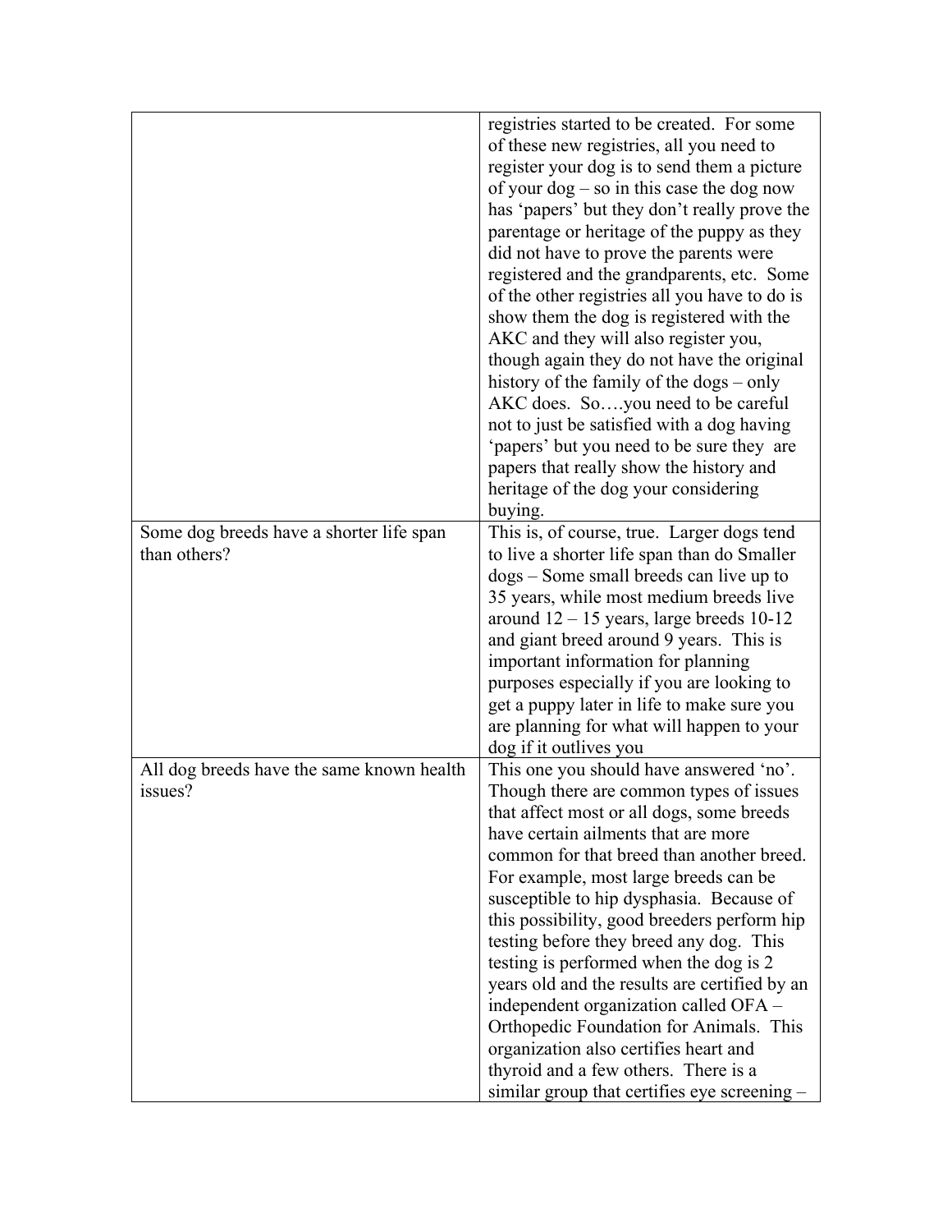| | |
|---|---|
| | registries started to be created. For some of these new registries, all you need to register your dog is to send them a picture of your dog – so in this case the dog now has 'papers' but they don't really prove the parentage or heritage of the puppy as they did not have to prove the parents were registered and the grandparents, etc. Some of the other registries all you have to do is show them the dog is registered with the AKC and they will also register you, though again they do not have the original history of the family of the dogs – only AKC does. So….you need to be careful not to just be satisfied with a dog having 'papers' but you need to be sure they are papers that really show the history and heritage of the dog your considering buying. |
| Some dog breeds have a shorter life span than others? | This is, of course, true. Larger dogs tend to live a shorter life span than do Smaller dogs – Some small breeds can live up to 35 years, while most medium breeds live around 12 – 15 years, large breeds 10-12 and giant breed around 9 years. This is important information for planning purposes especially if you are looking to get a puppy later in life to make sure you are planning for what will happen to your dog if it outlives you |
| All dog breeds have the same known health issues? | This one you should have answered 'no'. Though there are common types of issues that affect most or all dogs, some breeds have certain ailments that are more common for that breed than another breed. For example, most large breeds can be susceptible to hip dysphasia. Because of this possibility, good breeders perform hip testing before they breed any dog. This testing is performed when the dog is 2 years old and the results are certified by an independent organization called OFA – Orthopedic Foundation for Animals. This organization also certifies heart and thyroid and a few others. There is a similar group that certifies eye screening – |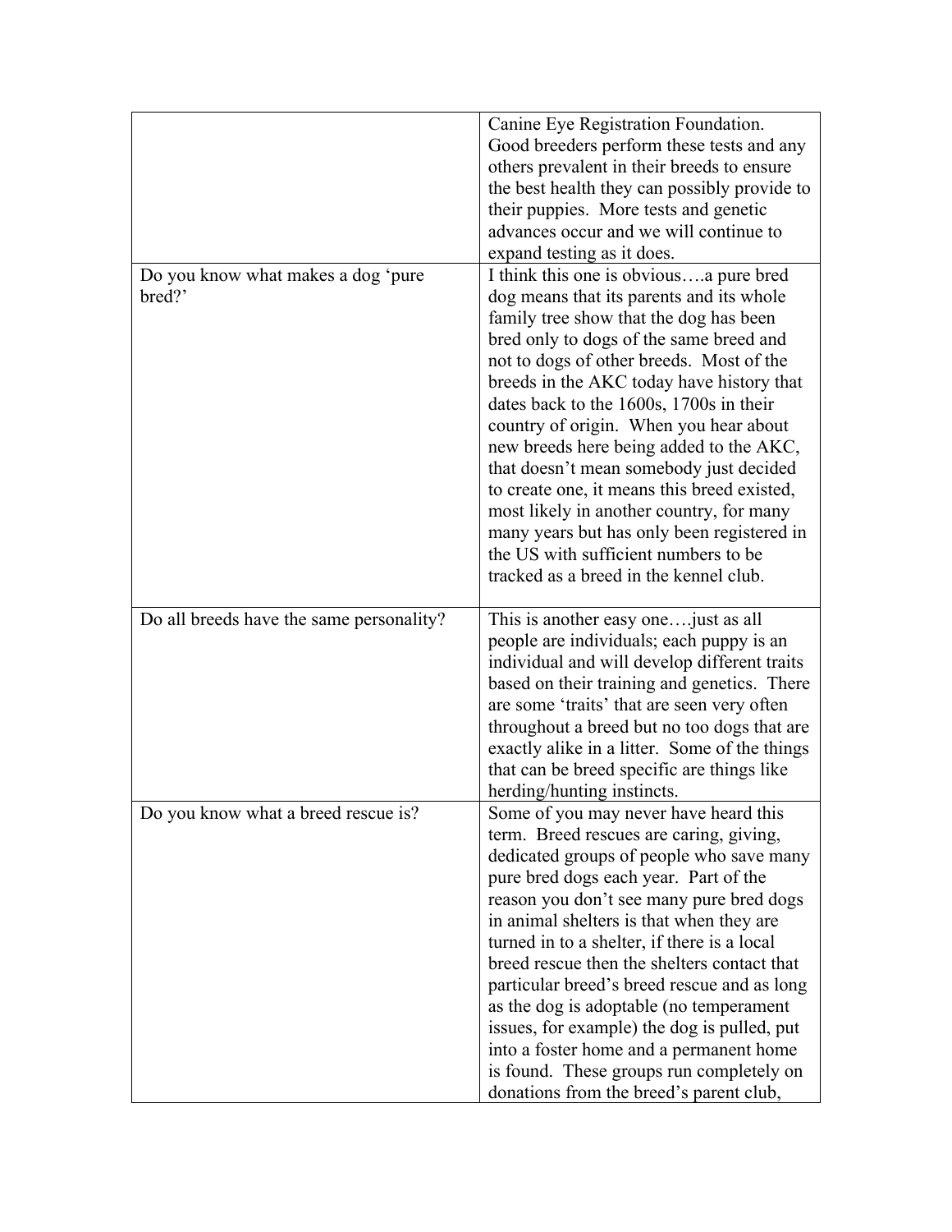| | |
|---|---|
| | Canine Eye Registration Foundation. Good breeders perform these tests and any others prevalent in their breeds to ensure the best health they can possibly provide to their puppies. More tests and genetic advances occur and we will continue to expand testing as it does. |
| Do you know what makes a dog 'pure bred?' | I think this one is obvious….a pure bred dog means that its parents and its whole family tree show that the dog has been bred only to dogs of the same breed and not to dogs of other breeds. Most of the breeds in the AKC today have history that dates back to the 1600s, 1700s in their country of origin. When you hear about new breeds here being added to the AKC, that doesn't mean somebody just decided to create one, it means this breed existed, most likely in another country, for many many years but has only been registered in the US with sufficient numbers to be tracked as a breed in the kennel club. |
| Do all breeds have the same personality? | This is another easy one….just as all people are individuals; each puppy is an individual and will develop different traits based on their training and genetics. There are some 'traits' that are seen very often throughout a breed but no too dogs that are exactly alike in a litter. Some of the things that can be breed specific are things like herding/hunting instincts. |
| Do you know what a breed rescue is? | Some of you may never have heard this term. Breed rescues are caring, giving, dedicated groups of people who save many pure bred dogs each year. Part of the reason you don't see many pure bred dogs in animal shelters is that when they are turned in to a shelter, if there is a local breed rescue then the shelters contact that particular breed's breed rescue and as long as the dog is adoptable (no temperament issues, for example) the dog is pulled, put into a foster home and a permanent home is found. These groups run completely on donations from the breed's parent club, |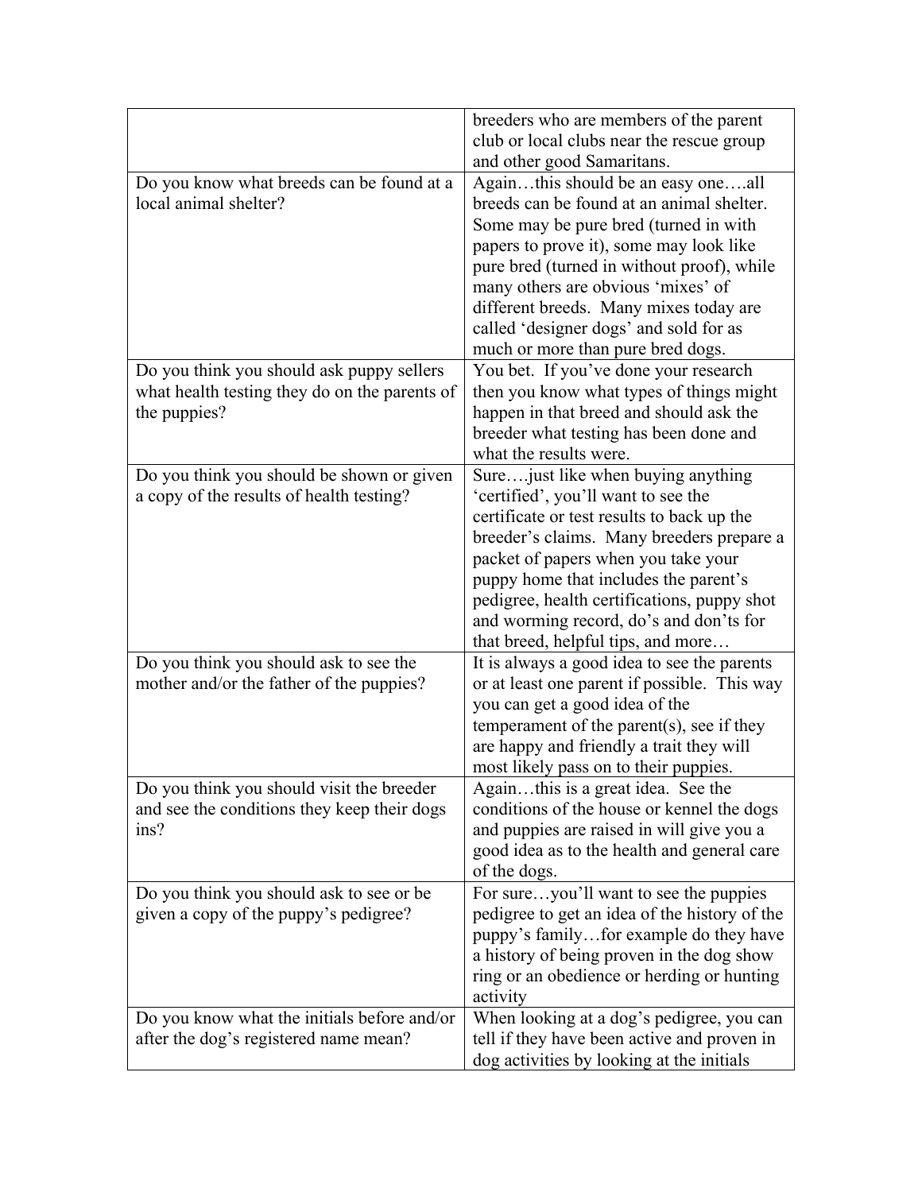| | |
|---|---|
| | breeders who are members of the parent club or local clubs near the rescue group and other good Samaritans. |
| Do you know what breeds can be found at a local animal shelter? | Again…this should be an easy one….all breeds can be found at an animal shelter. Some may be pure bred (turned in with papers to prove it), some may look like pure bred (turned in without proof), while many others are obvious 'mixes' of different breeds. Many mixes today are called 'designer dogs' and sold for as much or more than pure bred dogs. |
| Do you think you should ask puppy sellers what health testing they do on the parents of the puppies? | You bet. If you've done your research then you know what types of things might happen in that breed and should ask the breeder what testing has been done and what the results were. |
| Do you think you should be shown or given a copy of the results of health testing? | Sure….just like when buying anything 'certified', you'll want to see the certificate or test results to back up the breeder's claims. Many breeders prepare a packet of papers when you take your puppy home that includes the parent's pedigree, health certifications, puppy shot and worming record, do's and don'ts for that breed, helpful tips, and more… |
| Do you think you should ask to see the mother and/or the father of the puppies? | It is always a good idea to see the parents or at least one parent if possible. This way you can get a good idea of the temperament of the parent(s), see if they are happy and friendly a trait they will most likely pass on to their puppies. |
| Do you think you should visit the breeder and see the conditions they keep their dogs ins? | Again…this is a great idea. See the conditions of the house or kennel the dogs and puppies are raised in will give you a good idea as to the health and general care of the dogs. |
| Do you think you should ask to see or be given a copy of the puppy's pedigree? | For sure…you'll want to see the puppies pedigree to get an idea of the history of the puppy's family…for example do they have a history of being proven in the dog show ring or an obedience or herding or hunting activity |
| Do you know what the initials before and/or after the dog's registered name mean? | When looking at a dog's pedigree, you can tell if they have been active and proven in dog activities by looking at the initials |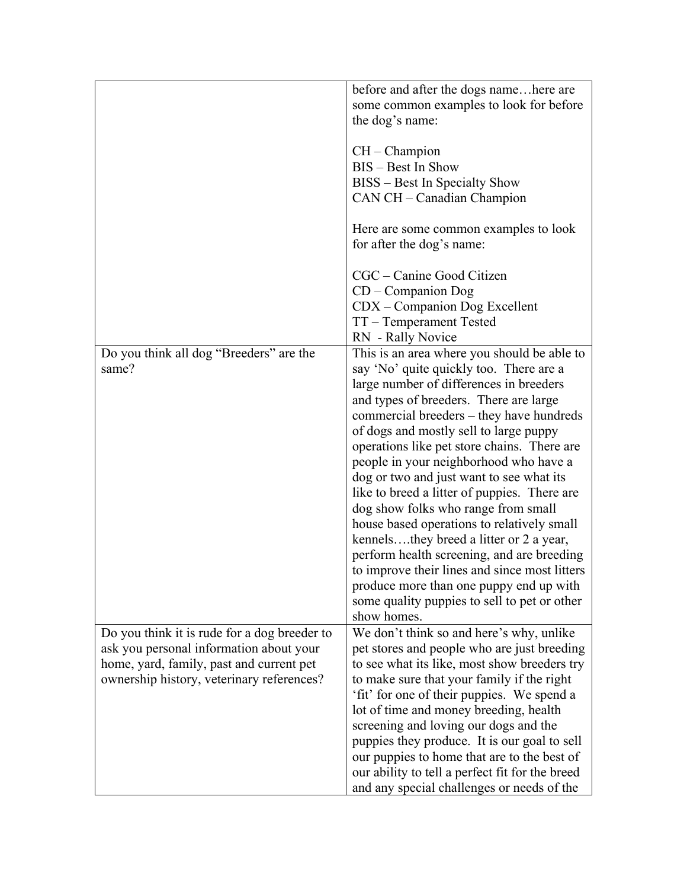| | |
|---|---|
| | before and after the dogs name…here are some common examples to look for before the dog's name:<br><br>CH – Champion<br>BIS – Best In Show<br>BISS – Best In Specialty Show<br>CAN CH – Canadian Champion<br><br>Here are some common examples to look for after the dog's name:<br><br>CGC – Canine Good Citizen<br>CD – Companion Dog<br>CDX – Companion Dog Excellent<br>TT – Temperament Tested<br>RN - Rally Novice |
| Do you think all dog "Breeders" are the same? | This is an area where you should be able to say 'No' quite quickly too. There are a large number of differences in breeders and types of breeders. There are large commercial breeders – they have hundreds of dogs and mostly sell to large puppy operations like pet store chains. There are people in your neighborhood who have a dog or two and just want to see what its like to breed a litter of puppies. There are dog show folks who range from small house based operations to relatively small kennels….they breed a litter or 2 a year, perform health screening, and are breeding to improve their lines and since most litters produce more than one puppy end up with some quality puppies to sell to pet or other show homes. |
| Do you think it is rude for a dog breeder to ask you personal information about your home, yard, family, past and current pet ownership history, veterinary references? | We don't think so and here's why, unlike pet stores and people who are just breeding to see what its like, most show breeders try to make sure that your family if the right 'fit' for one of their puppies. We spend a lot of time and money breeding, health screening and loving our dogs and the puppies they produce. It is our goal to sell our puppies to home that are to the best of our ability to tell a perfect fit for the breed and any special challenges or needs of the |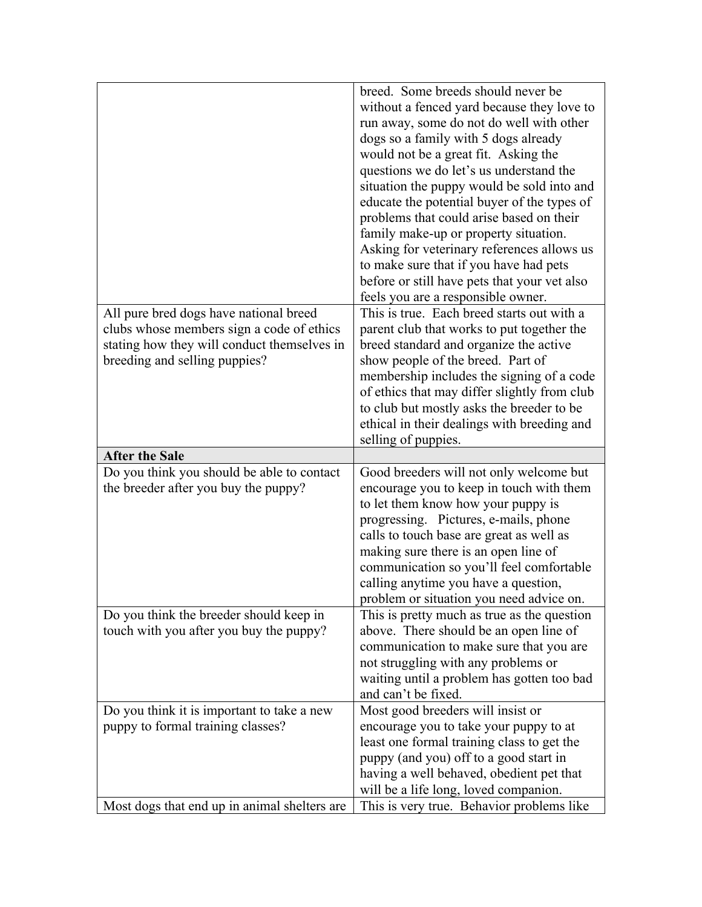| | |
|---|---|
| | breed. Some breeds should never be without a fenced yard because they love to run away, some do not do well with other dogs so a family with 5 dogs already would not be a great fit. Asking the questions we do let's us understand the situation the puppy would be sold into and educate the potential buyer of the types of problems that could arise based on their family make-up or property situation. Asking for veterinary references allows us to make sure that if you have had pets before or still have pets that your vet also feels you are a responsible owner. |
| All pure bred dogs have national breed clubs whose members sign a code of ethics stating how they will conduct themselves in breeding and selling puppies? | This is true. Each breed starts out with a parent club that works to put together the breed standard and organize the active show people of the breed. Part of membership includes the signing of a code of ethics that may differ slightly from club to club but mostly asks the breeder to be ethical in their dealings with breeding and selling of puppies. |
| **After the Sale** | |
| Do you think you should be able to contact the breeder after you buy the puppy? | Good breeders will not only welcome but encourage you to keep in touch with them to let them know how your puppy is progressing. Pictures, e-mails, phone calls to touch base are great as well as making sure there is an open line of communication so you'll feel comfortable calling anytime you have a question, problem or situation you need advice on. |
| Do you think the breeder should keep in touch with you after you buy the puppy? | This is pretty much as true as the question above. There should be an open line of communication to make sure that you are not struggling with any problems or waiting until a problem has gotten too bad and can't be fixed. |
| Do you think it is important to take a new puppy to formal training classes? | Most good breeders will insist or encourage you to take your puppy to at least one formal training class to get the puppy (and you) off to a good start in having a well behaved, obedient pet that will be a life long, loved companion. |
| Most dogs that end up in animal shelters are | This is very true. Behavior problems like |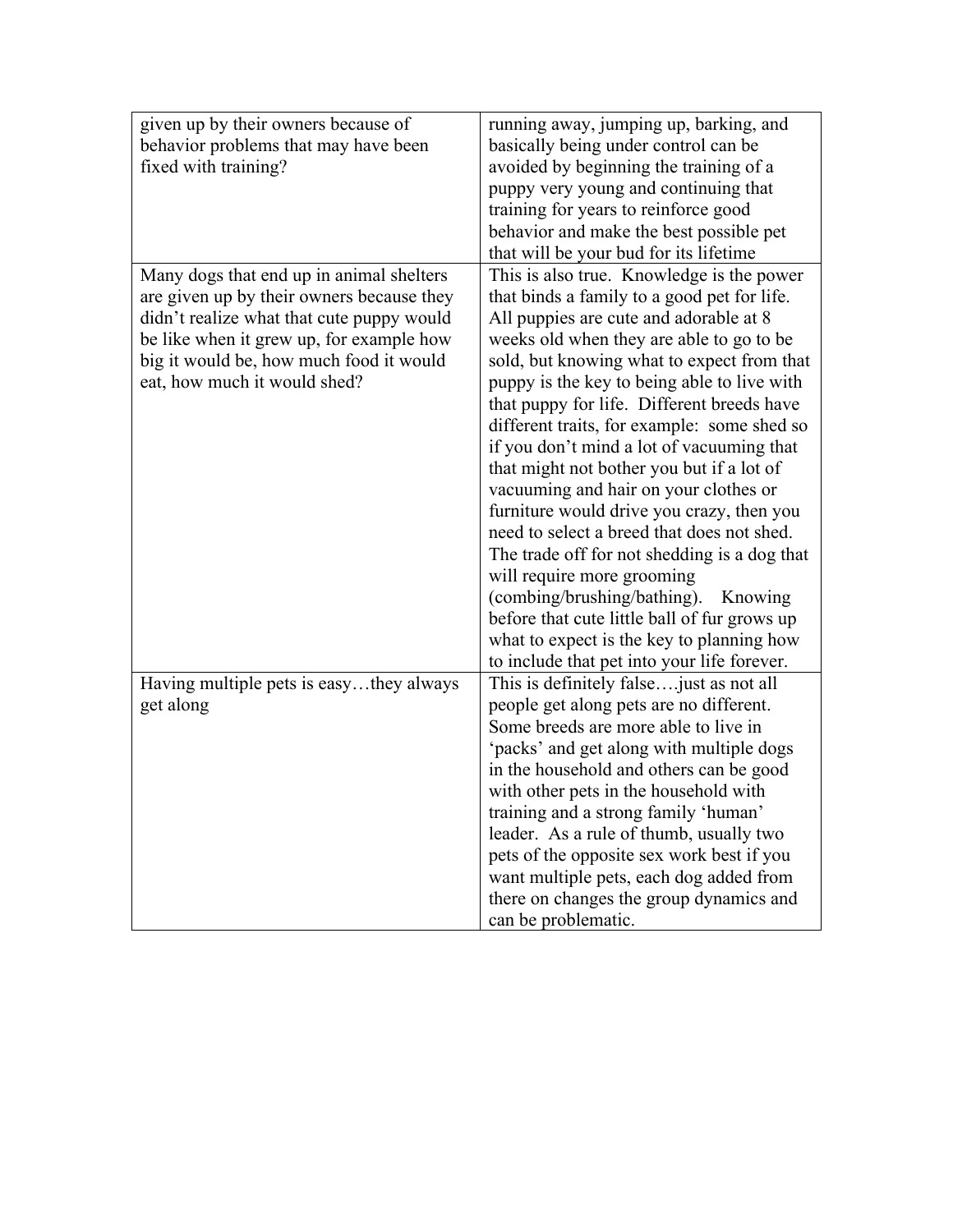| | |
|---|---|
| given up by their owners because of behavior problems that may have been fixed with training? | running away, jumping up, barking, and basically being under control can be avoided by beginning the training of a puppy very young and continuing that training for years to reinforce good behavior and make the best possible pet that will be your bud for its lifetime |
| Many dogs that end up in animal shelters are given up by their owners because they didn't realize what that cute puppy would be like when it grew up, for example how big it would be, how much food it would eat, how much it would shed? | This is also true. Knowledge is the power that binds a family to a good pet for life. All puppies are cute and adorable at 8 weeks old when they are able to go to be sold, but knowing what to expect from that puppy is the key to being able to live with that puppy for life. Different breeds have different traits, for example: some shed so if you don't mind a lot of vacuuming that that might not bother you but if a lot of vacuuming and hair on your clothes or furniture would drive you crazy, then you need to select a breed that does not shed. The trade off for not shedding is a dog that will require more grooming (combing/brushing/bathing). Knowing before that cute little ball of fur grows up what to expect is the key to planning how to include that pet into your life forever. |
| Having multiple pets is easy…they always get along | This is definitely false….just as not all people get along pets are no different. Some breeds are more able to live in 'packs' and get along with multiple dogs in the household and others can be good with other pets in the household with training and a strong family 'human' leader. As a rule of thumb, usually two pets of the opposite sex work best if you want multiple pets, each dog added from there on changes the group dynamics and can be problematic. |